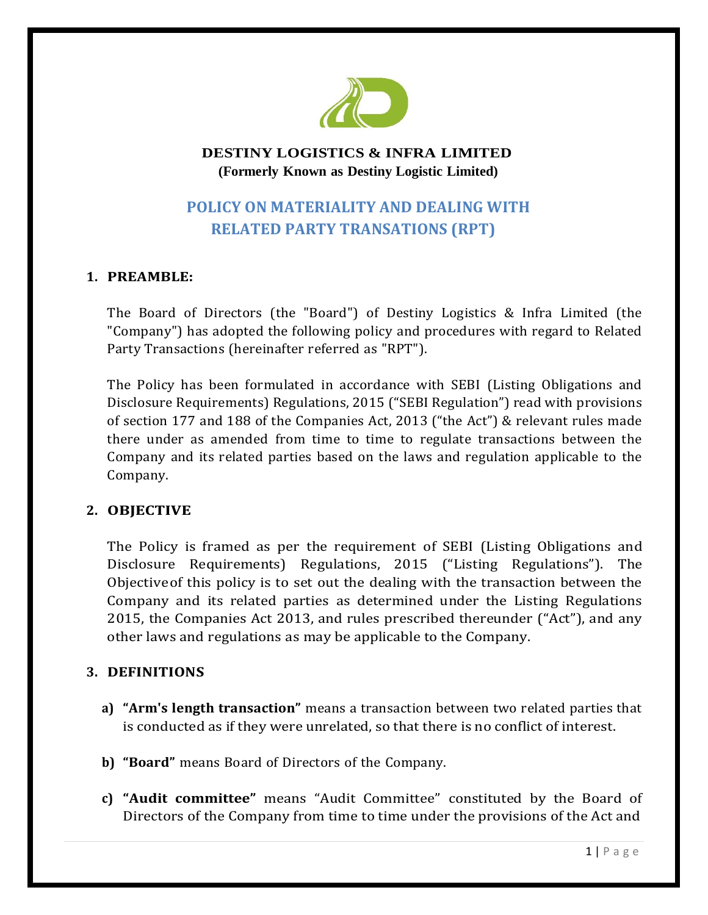**DESTINY LOGISTICS & INFRA LIMITED**
**(Formerly Known as Destiny Logistic Limited)**

# POLICY ON MATERIALITY AND DEALING WITH RELATED PARTY TRANSATIONS (RPT)

## 1. PREAMBLE:

The Board of Directors (the "Board") of Destiny Logistics & Infra Limited (the "Company") has adopted the following policy and procedures with regard to Related Party Transactions (hereinafter referred as "RPT").

The Policy has been formulated in accordance with SEBI (Listing Obligations and Disclosure Requirements) Regulations, 2015 ("SEBI Regulation") read with provisions of section 177 and 188 of the Companies Act, 2013 ("the Act") & relevant rules made there under as amended from time to time to regulate transactions between the Company and its related parties based on the laws and regulation applicable to the Company.

## 2. OBJECTIVE

The Policy is framed as per the requirement of SEBI (Listing Obligations and Disclosure Requirements) Regulations, 2015 ("Listing Regulations"). The Objective of this policy is to set out the dealing with the transaction between the Company and its related parties as determined under the Listing Regulations 2015, the Companies Act 2013, and rules prescribed thereunder ("Act"), and any other laws and regulations as may be applicable to the Company.

## 3. DEFINITIONS

a) **"Arm's length transaction"** means a transaction between two related parties that is conducted as if they were unrelated, so that there is no conflict of interest.

b) **"Board"** means Board of Directors of the Company.

c) **"Audit committee"** means "Audit Committee" constituted by the Board of Directors of the Company from time to time under the provisions of the Act and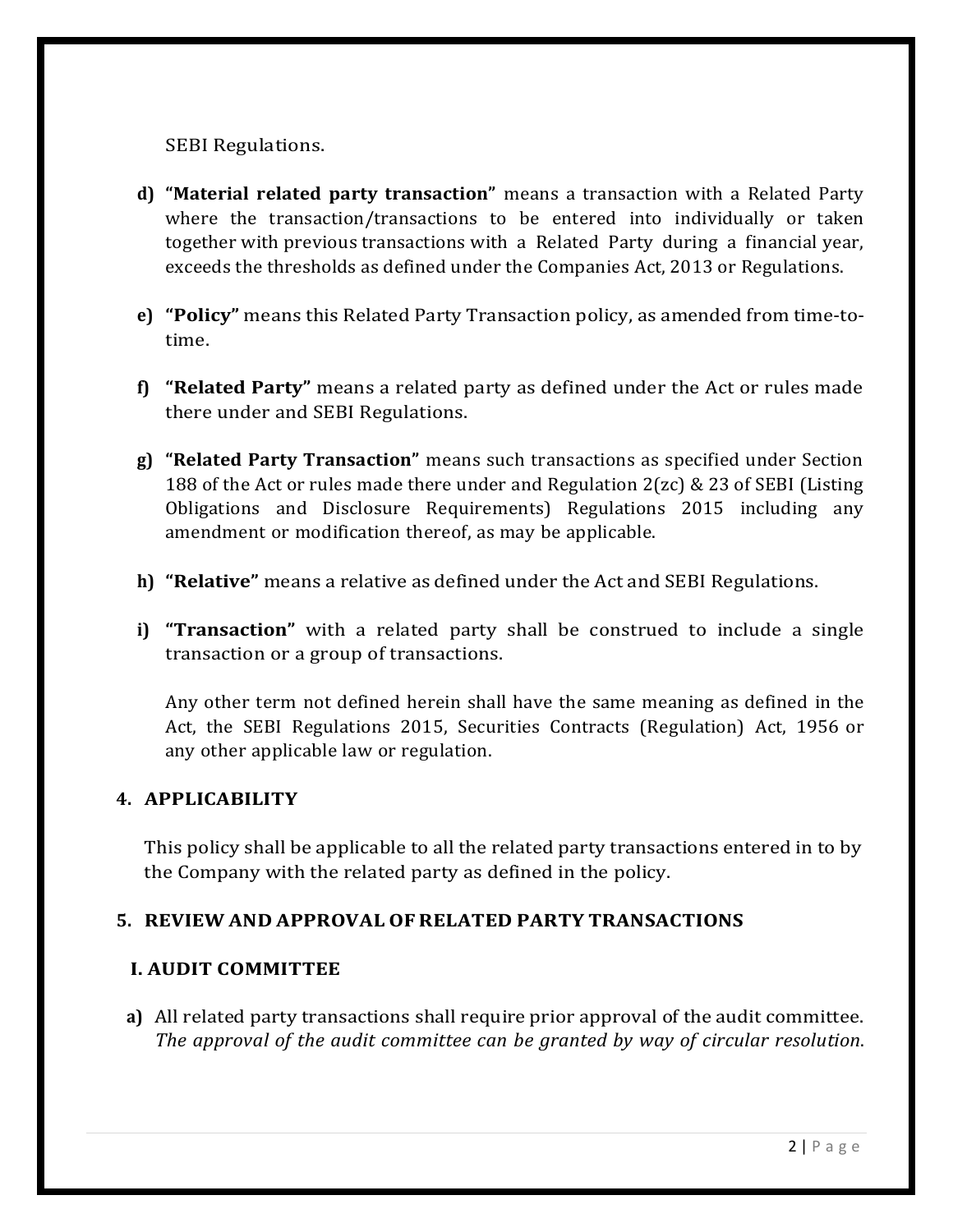SEBI Regulations.

d) **"Material related party transaction"** means a transaction with a Related Party where the transaction/transactions to be entered into individually or taken together with previous transactions with a Related Party during a financial year, exceeds the thresholds as defined under the Companies Act, 2013 or Regulations.

e) **"Policy"** means this Related Party Transaction policy, as amended from time-to-time.

f) **"Related Party"** means a related party as defined under the Act or rules made there under and SEBI Regulations.

g) **"Related Party Transaction"** means such transactions as specified under Section 188 of the Act or rules made there under and Regulation 2(zc) & 23 of SEBI (Listing Obligations and Disclosure Requirements) Regulations 2015 including any amendment or modification thereof, as may be applicable.

h) **"Relative"** means a relative as defined under the Act and SEBI Regulations.

i) **"Transaction"** with a related party shall be construed to include a single transaction or a group of transactions.

Any other term not defined herein shall have the same meaning as defined in the Act, the SEBI Regulations 2015, Securities Contracts (Regulation) Act, 1956 or any other applicable law or regulation.

## 4. APPLICABILITY

This policy shall be applicable to all the related party transactions entered in to by the Company with the related party as defined in the policy.

## 5. REVIEW AND APPROVAL OF RELATED PARTY TRANSACTIONS

### I. AUDIT COMMITTEE

a) All related party transactions shall require prior approval of the audit committee. *The approval of the audit committee can be granted by way of circular resolution.*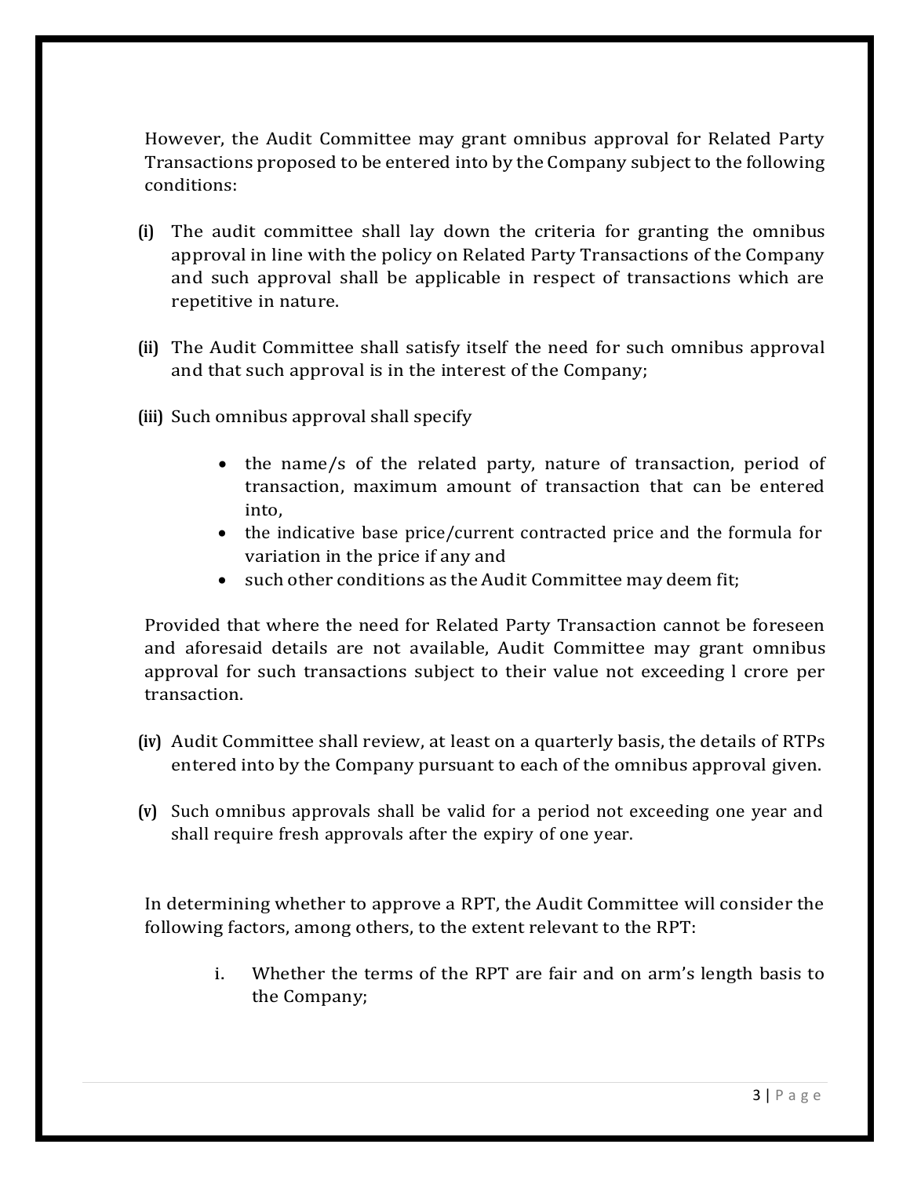However, the Audit Committee may grant omnibus approval for Related Party Transactions proposed to be entered into by the Company subject to the following conditions:

**(i)** The audit committee shall lay down the criteria for granting the omnibus approval in line with the policy on Related Party Transactions of the Company and such approval shall be applicable in respect of transactions which are repetitive in nature.

**(ii)** The Audit Committee shall satisfy itself the need for such omnibus approval and that such approval is in the interest of the Company;

**(iii)** Such omnibus approval shall specify

- the name/s of the related party, nature of transaction, period of transaction, maximum amount of transaction that can be entered into,
- the indicative base price/current contracted price and the formula for variation in the price if any and
- such other conditions as the Audit Committee may deem fit;

Provided that where the need for Related Party Transaction cannot be foreseen and aforesaid details are not available, Audit Committee may grant omnibus approval for such transactions subject to their value not exceeding l crore per transaction.

**(iv)** Audit Committee shall review, at least on a quarterly basis, the details of RTPs entered into by the Company pursuant to each of the omnibus approval given.

**(v)** Such omnibus approvals shall be valid for a period not exceeding one year and shall require fresh approvals after the expiry of one year.

In determining whether to approve a RPT, the Audit Committee will consider the following factors, among others, to the extent relevant to the RPT:

i. Whether the terms of the RPT are fair and on arm's length basis to the Company;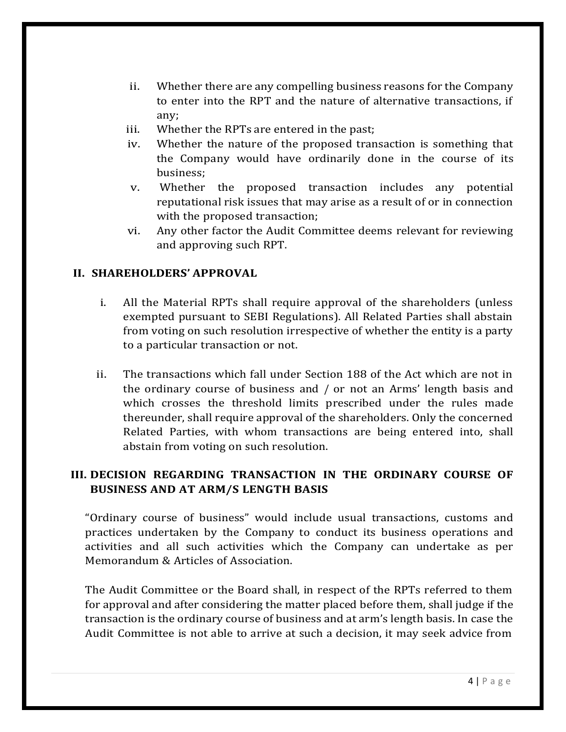ii. Whether there are any compelling business reasons for the Company to enter into the RPT and the nature of alternative transactions, if any;
iii. Whether the RPTs are entered in the past;
iv. Whether the nature of the proposed transaction is something that the Company would have ordinarily done in the course of its business;
v. Whether the proposed transaction includes any potential reputational risk issues that may arise as a result of or in connection with the proposed transaction;
vi. Any other factor the Audit Committee deems relevant for reviewing and approving such RPT.

## II. SHAREHOLDERS' APPROVAL

i. All the Material RPTs shall require approval of the shareholders (unless exempted pursuant to SEBI Regulations). All Related Parties shall abstain from voting on such resolution irrespective of whether the entity is a party to a particular transaction or not.

ii. The transactions which fall under Section 188 of the Act which are not in the ordinary course of business and / or not an Arms' length basis and which crosses the threshold limits prescribed under the rules made thereunder, shall require approval of the shareholders. Only the concerned Related Parties, with whom transactions are being entered into, shall abstain from voting on such resolution.

## III. DECISION REGARDING TRANSACTION IN THE ORDINARY COURSE OF BUSINESS AND AT ARM/S LENGTH BASIS

"Ordinary course of business" would include usual transactions, customs and practices undertaken by the Company to conduct its business operations and activities and all such activities which the Company can undertake as per Memorandum & Articles of Association.

The Audit Committee or the Board shall, in respect of the RPTs referred to them for approval and after considering the matter placed before them, shall judge if the transaction is the ordinary course of business and at arm's length basis. In case the Audit Committee is not able to arrive at such a decision, it may seek advice from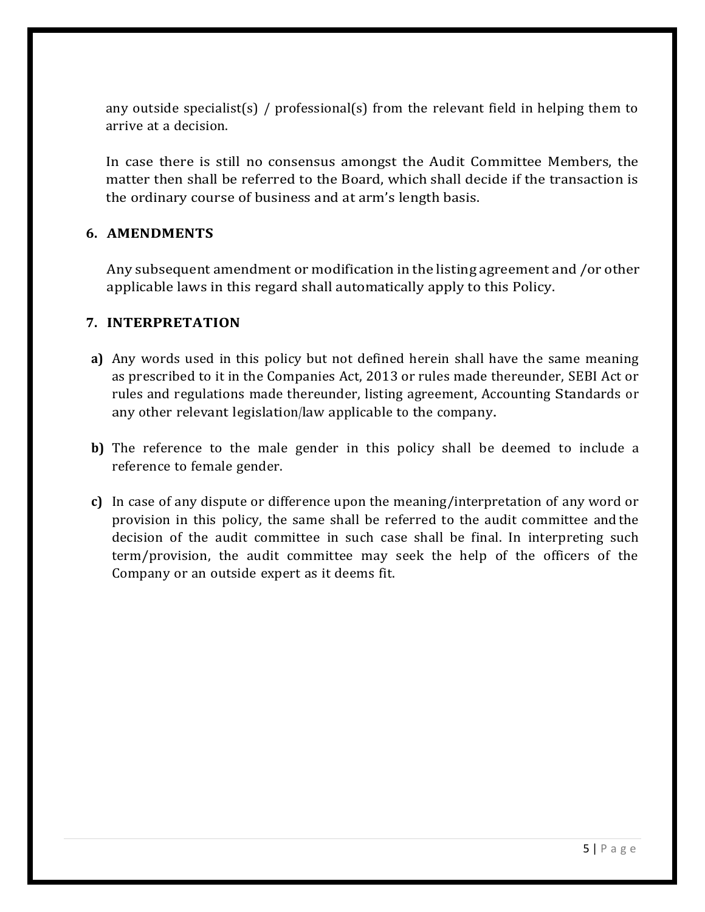any outside specialist(s) / professional(s) from the relevant field in helping them to arrive at a decision.

In case there is still no consensus amongst the Audit Committee Members, the matter then shall be referred to the Board, which shall decide if the transaction is the ordinary course of business and at arm's length basis.

## 6. AMENDMENTS

Any subsequent amendment or modification in the listing agreement and /or other applicable laws in this regard shall automatically apply to this Policy.

## 7. INTERPRETATION

**a)** Any words used in this policy but not defined herein shall have the same meaning as prescribed to it in the Companies Act, 2013 or rules made thereunder, SEBI Act or rules and regulations made thereunder, listing agreement, Accounting Standards or any other relevant legislation/law applicable to the company.

**b)** The reference to the male gender in this policy shall be deemed to include a reference to female gender.

**c)** In case of any dispute or difference upon the meaning/interpretation of any word or provision in this policy, the same shall be referred to the audit committee and the decision of the audit committee in such case shall be final. In interpreting such term/provision, the audit committee may seek the help of the officers of the Company or an outside expert as it deems fit.